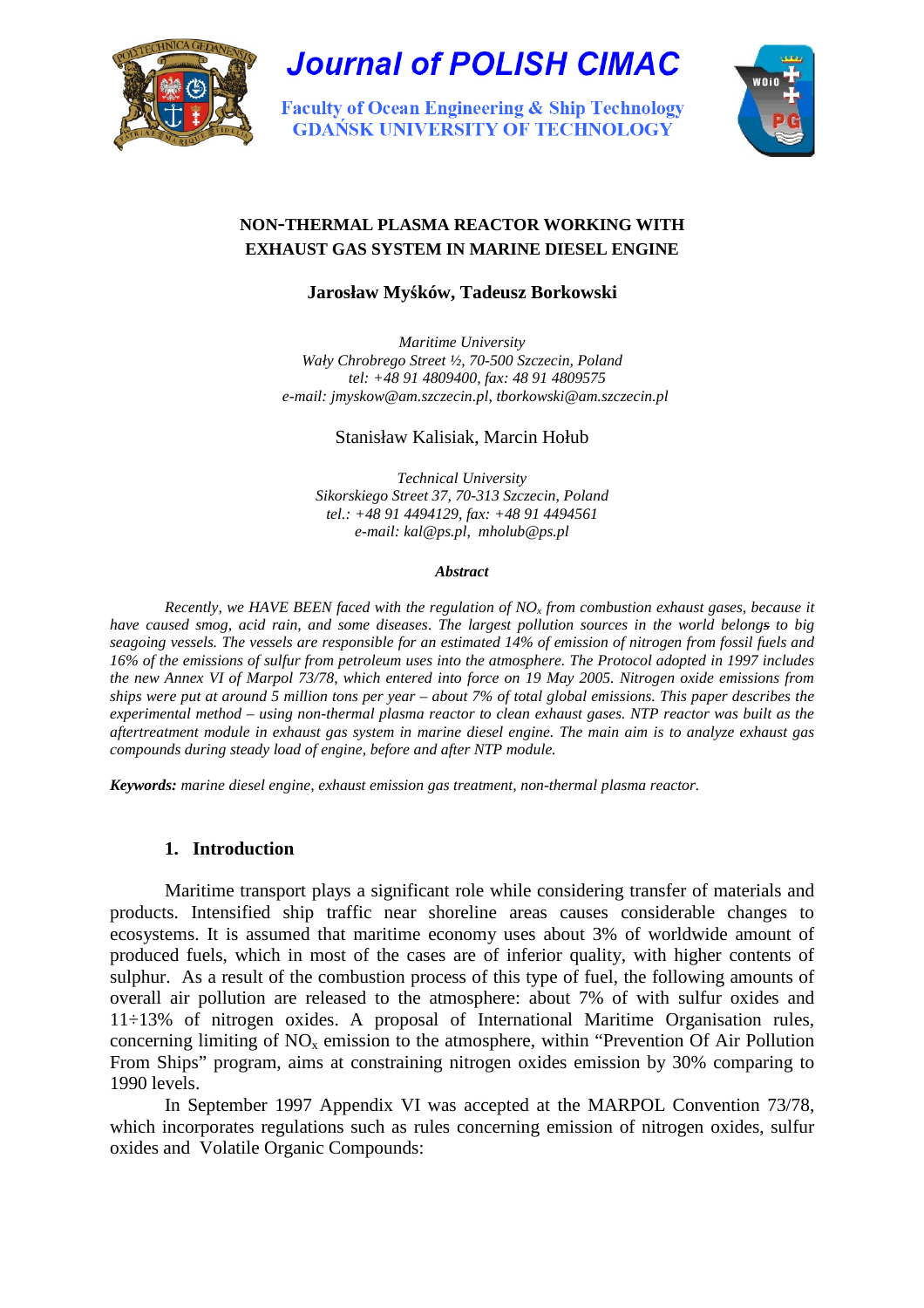# Journal of POLISH CIMAC

Faculty of Ocean Engineering & Ship Technology
GDAŃSK UNIVERSITY OF TECHNOLOGY

## NON-THERMAL PLASMA REACTOR WORKING WITH EXHAUST GAS SYSTEM IN MARINE DIESEL ENGINE

**Jarosław Myśków, Tadeusz Borkowski**

*Maritime University*
*Wały Chrobrego Street ½, 70-500 Szczecin, Poland*
*tel: +48 91 4809400, fax: 48 91 4809575*
*e-mail: jmyskow@am.szczecin.pl, tborkowski@am.szczecin.pl*

Stanisław Kalisiak, Marcin Hołub

*Technical University*
*Sikorskiego Street 37, 70-313 Szczecin, Poland*
*tel.: +48 91 4494129, fax: +48 91 4494561*
*e-mail: kal@ps.pl, mholub@ps.pl*

***Abstract***

*Recently, we HAVE BEEN faced with the regulation of $NO_x$ from combustion exhaust gases, because it have caused smog, acid rain, and some diseases. The largest pollution sources in the world belongs to big seagoing vessels. The vessels are responsible for an estimated 14% of emission of nitrogen from fossil fuels and 16% of the emissions of sulfur from petroleum uses into the atmosphere. The Protocol adopted in 1997 includes the new Annex VI of Marpol 73/78, which entered into force on 19 May 2005. Nitrogen oxide emissions from ships were put at around 5 million tons per year – about 7% of total global emissions. This paper describes the experimental method – using non-thermal plasma reactor to clean exhaust gases. NTP reactor was built as the aftertreatment module in exhaust gas system in marine diesel engine. The main aim is to analyze exhaust gas compounds during steady load of engine, before and after NTP module.*

***Keywords:*** *marine diesel engine, exhaust emission gas treatment, non-thermal plasma reactor.*

## 1. Introduction

Maritime transport plays a significant role while considering transfer of materials and products. Intensified ship traffic near shoreline areas causes considerable changes to ecosystems. It is assumed that maritime economy uses about 3% of worldwide amount of produced fuels, which in most of the cases are of inferior quality, with higher contents of sulphur. As a result of the combustion process of this type of fuel, the following amounts of overall air pollution are released to the atmosphere: about 7% of with sulfur oxides and 11÷13% of nitrogen oxides. A proposal of International Maritime Organisation rules, concerning limiting of $NO_x$ emission to the atmosphere, within “Prevention Of Air Pollution From Ships” program, aims at constraining nitrogen oxides emission by 30% comparing to 1990 levels.

In September 1997 Appendix VI was accepted at the MARPOL Convention 73/78, which incorporates regulations such as rules concerning emission of nitrogen oxides, sulfur oxides and Volatile Organic Compounds: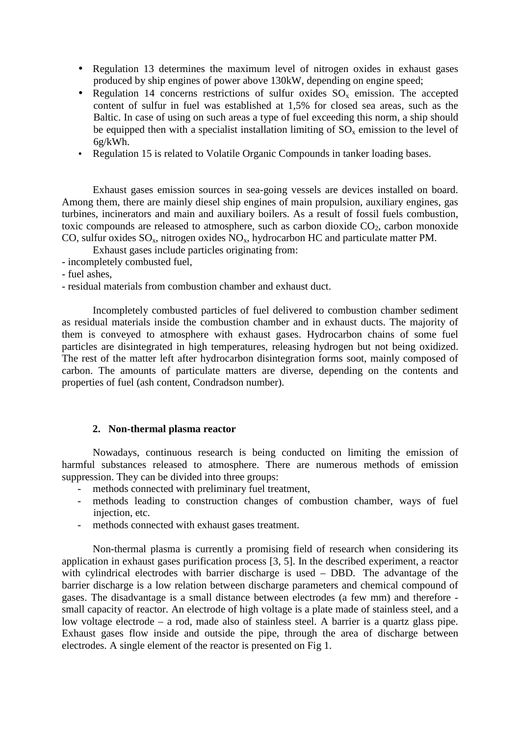- Regulation 13 determines the maximum level of nitrogen oxides in exhaust gases produced by ship engines of power above 130kW, depending on engine speed;
- Regulation 14 concerns restrictions of sulfur oxides $SO_x$ emission. The accepted content of sulfur in fuel was established at 1,5% for closed sea areas, such as the Baltic. In case of using on such areas a type of fuel exceeding this norm, a ship should be equipped then with a specialist installation limiting of $SO_x$ emission to the level of 6g/kWh.
- Regulation 15 is related to Volatile Organic Compounds in tanker loading bases.

Exhaust gases emission sources in sea-going vessels are devices installed on board. Among them, there are mainly diesel ship engines of main propulsion, auxiliary engines, gas turbines, incinerators and main and auxiliary boilers. As a result of fossil fuels combustion, toxic compounds are released to atmosphere, such as carbon dioxide $CO_2$, carbon monoxide CO, sulfur oxides $SO_x$, nitrogen oxides $NO_x$, hydrocarbon HC and particulate matter PM.

Exhaust gases include particles originating from:

- incompletely combusted fuel,
- fuel ashes,
- residual materials from combustion chamber and exhaust duct.

Incompletely combusted particles of fuel delivered to combustion chamber sediment as residual materials inside the combustion chamber and in exhaust ducts. The majority of them is conveyed to atmosphere with exhaust gases. Hydrocarbon chains of some fuel particles are disintegrated in high temperatures, releasing hydrogen but not being oxidized. The rest of the matter left after hydrocarbon disintegration forms soot, mainly composed of carbon. The amounts of particulate matters are diverse, depending on the contents and properties of fuel (ash content, Condradson number).

## 2. Non-thermal plasma reactor

Nowadays, continuous research is being conducted on limiting the emission of harmful substances released to atmosphere. There are numerous methods of emission suppression. They can be divided into three groups:

- methods connected with preliminary fuel treatment,
- methods leading to construction changes of combustion chamber, ways of fuel injection, etc.
- methods connected with exhaust gases treatment.

Non-thermal plasma is currently a promising field of research when considering its application in exhaust gases purification process [3, 5]. In the described experiment, a reactor with cylindrical electrodes with barrier discharge is used – DBD. The advantage of the barrier discharge is a low relation between discharge parameters and chemical compound of gases. The disadvantage is a small distance between electrodes (a few mm) and therefore - small capacity of reactor. An electrode of high voltage is a plate made of stainless steel, and a low voltage electrode – a rod, made also of stainless steel. A barrier is a quartz glass pipe. Exhaust gases flow inside and outside the pipe, through the area of discharge between electrodes. A single element of the reactor is presented on Fig 1.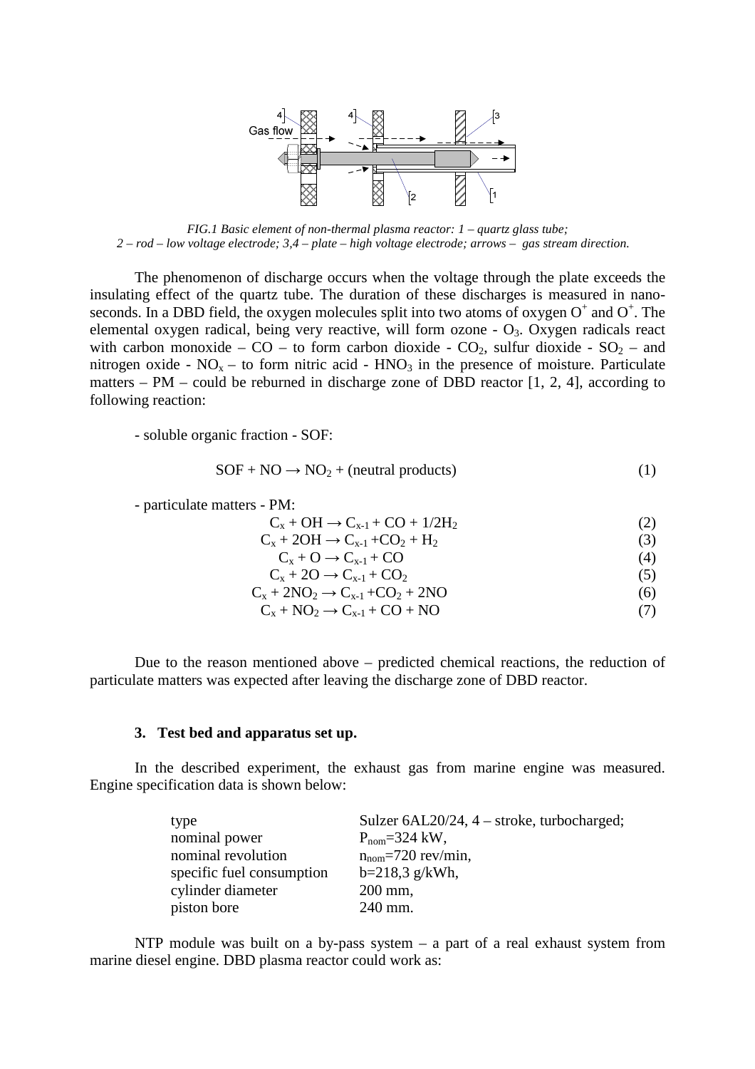*FIG.1 Basic element of non-thermal plasma reactor: 1 – quartz glass tube; 2 – rod – low voltage electrode; 3,4 – plate – high voltage electrode; arrows – gas stream direction.*

The phenomenon of discharge occurs when the voltage through the plate exceeds the insulating effect of the quartz tube. The duration of these discharges is measured in nano-seconds. In a DBD field, the oxygen molecules split into two atoms of oxygen $O^+$ and $O^+$. The elemental oxygen radical, being very reactive, will form ozone - $O_3$. Oxygen radicals react with carbon monoxide – CO – to form carbon dioxide - $CO_2$, sulfur dioxide - $SO_2$ – and nitrogen oxide - $NO_x$ – to form nitric acid - $HNO_3$ in the presence of moisture. Particulate matters – PM – could be reburned in discharge zone of DBD reactor [1, 2, 4], according to following reaction:

- soluble organic fraction - SOF:

$$SOF + NO \rightarrow NO_2 + \text{(neutral products)} \tag{1}$$

- particulate matters - PM:

$$C_x + OH \rightarrow C_{x-1} + CO + 1/2H_2 \tag{2}$$

$$C_x + 2OH \rightarrow C_{x-1} + CO_2 + H_2 \tag{3}$$

$$C_x + O \rightarrow C_{x-1} + CO \tag{4}$$

$$C_x + 2O \rightarrow C_{x-1} + CO_2 \tag{5}$$

$$C_x + 2NO_2 \rightarrow C_{x-1} + CO_2 + 2NO \tag{6}$$

$$C_x + NO_2 \rightarrow C_{x-1} + CO + NO \tag{7}$$

Due to the reason mentioned above – predicted chemical reactions, the reduction of particulate matters was expected after leaving the discharge zone of DBD reactor.

### 3. Test bed and apparatus set up.

In the described experiment, the exhaust gas from marine engine was measured. Engine specification data is shown below:

| | |
|---|---|
| type | Sulzer 6AL20/24, 4 – stroke, turbocharged; |
| nominal power | $P_{nom}$=324 kW, |
| nominal revolution | $n_{nom}$=720 rev/min, |
| specific fuel consumption | b=218,3 g/kWh, |
| cylinder diameter | 200 mm, |
| piston bore | 240 mm. |

NTP module was built on a by-pass system – a part of a real exhaust system from marine diesel engine. DBD plasma reactor could work as: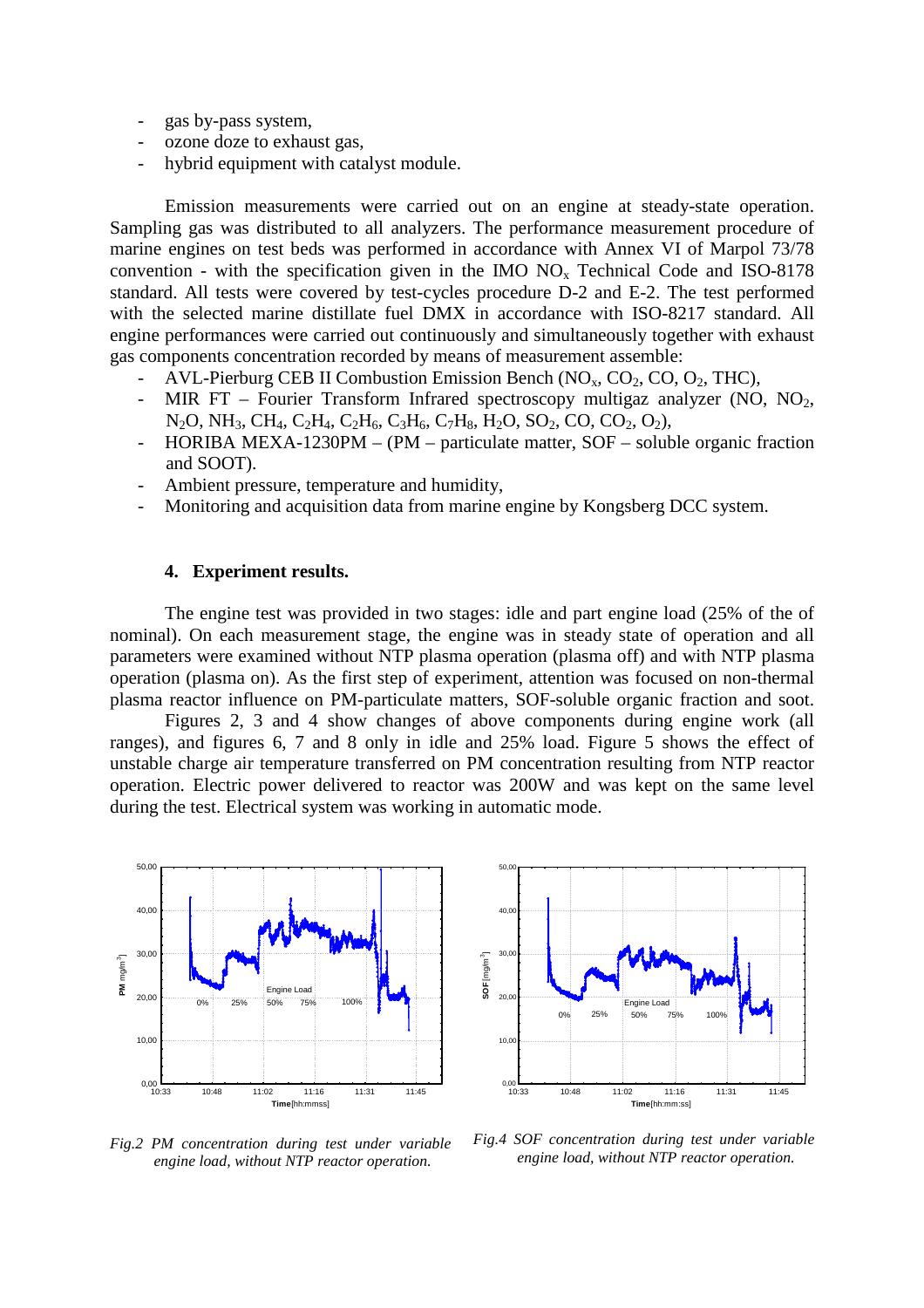- gas by-pass system,
- ozone doze to exhaust gas,
- hybrid equipment with catalyst module.

Emission measurements were carried out on an engine at steady-state operation. Sampling gas was distributed to all analyzers. The performance measurement procedure of marine engines on test beds was performed in accordance with Annex VI of Marpol 73/78 convention - with the specification given in the IMO $NO_x$ Technical Code and ISO-8178 standard. All tests were covered by test-cycles procedure D-2 and E-2. The test performed with the selected marine distillate fuel DMX in accordance with ISO-8217 standard. All engine performances were carried out continuously and simultaneously together with exhaust gas components concentration recorded by means of measurement assemble:

- AVL-Pierburg CEB II Combustion Emission Bench ($NO_x$, $CO_2$, CO, $O_2$, THC),
- MIR FT – Fourier Transform Infrared spectroscopy multigaz analyzer (NO, $NO_2$, $N_2O$, $NH_3$, $CH_4$, $C_2H_4$, $C_2H_6$, $C_3H_6$, $C_7H_8$, $H_2O$, $SO_2$, CO, $CO_2$, $O_2$),
- HORIBA MEXA-1230PM – (PM – particulate matter, SOF – soluble organic fraction and SOOT).
- Ambient pressure, temperature and humidity,
- Monitoring and acquisition data from marine engine by Kongsberg DCC system.

## 4. Experiment results.

The engine test was provided in two stages: idle and part engine load (25% of the of nominal). On each measurement stage, the engine was in steady state of operation and all parameters were examined without NTP plasma operation (plasma off) and with NTP plasma operation (plasma on). As the first step of experiment, attention was focused on non-thermal plasma reactor influence on PM-particulate matters, SOF-soluble organic fraction and soot.

Figures 2, 3 and 4 show changes of above components during engine work (all ranges), and figures 6, 7 and 8 only in idle and 25% load. Figure 5 shows the effect of unstable charge air temperature transferred on PM concentration resulting from NTP reactor operation. Electric power delivered to reactor was 200W and was kept on the same level during the test. Electrical system was working in automatic mode.

*Fig.2 PM concentration during test under variable engine load, without NTP reactor operation.*

*Fig.4 SOF concentration during test under variable engine load, without NTP reactor operation.*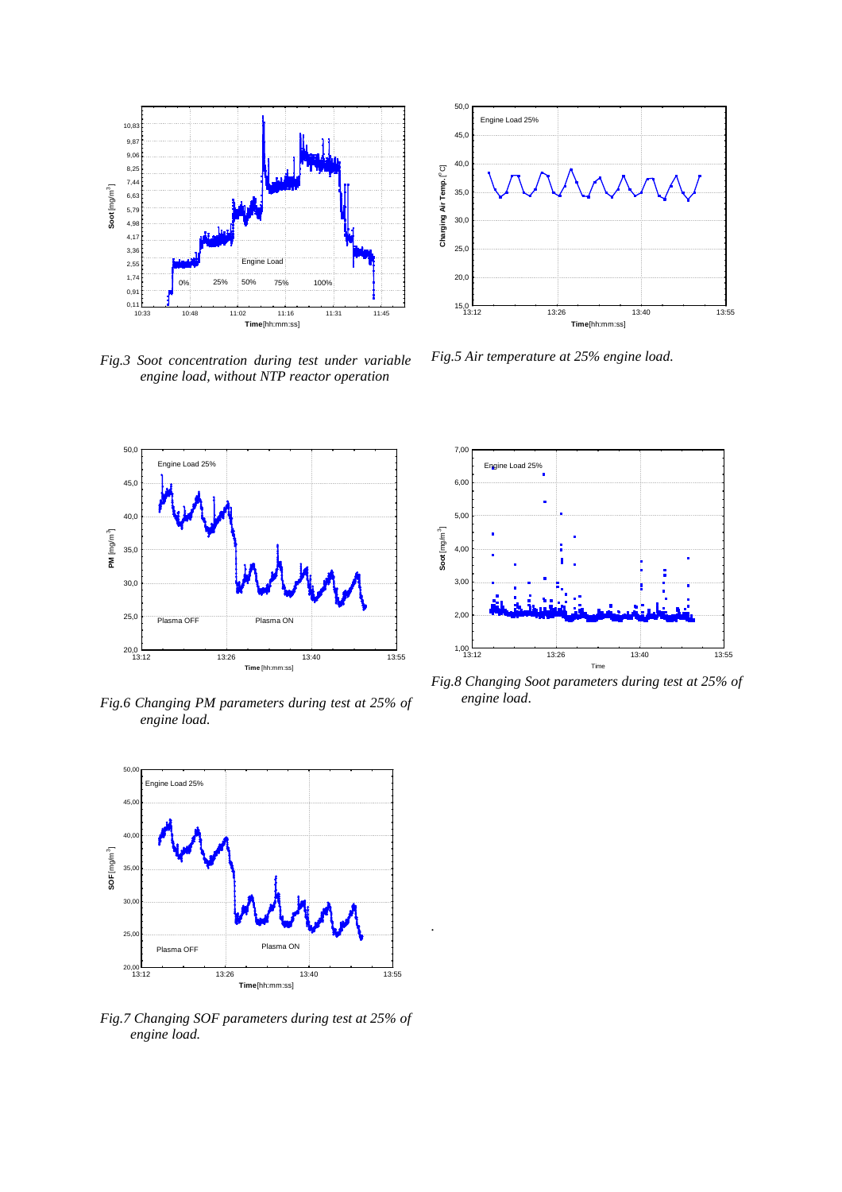*Fig.3 Soot concentration during test under variable engine load, without NTP reactor operation*

*Fig.5 Air temperature at 25% engine load.*

*Fig.6 Changing PM parameters during test at 25% of engine load.*

*Fig.8 Changing Soot parameters during test at 25% of engine load.*

*Fig.7 Changing SOF parameters during test at 25% of engine load.*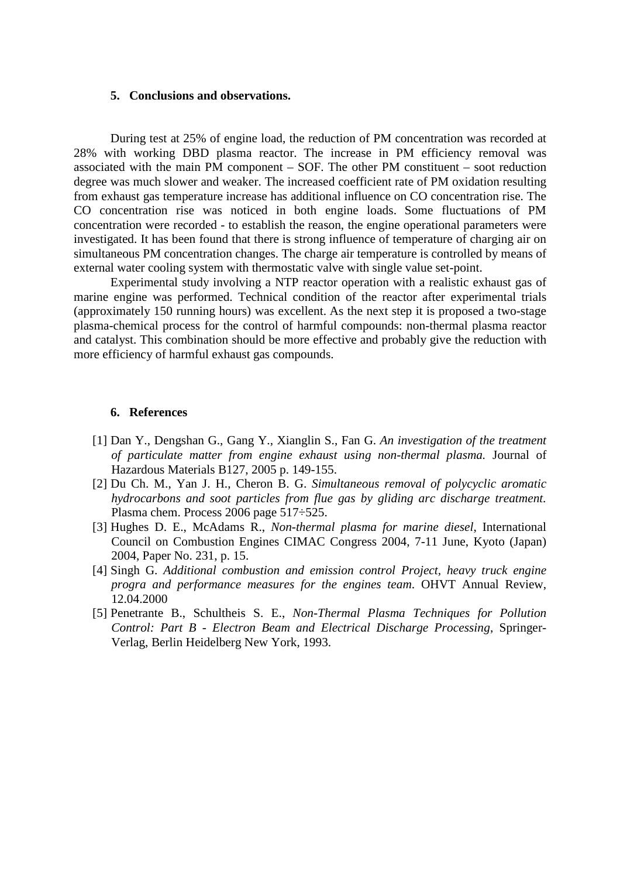## 5. Conclusions and observations.

During test at 25% of engine load, the reduction of PM concentration was recorded at 28% with working DBD plasma reactor. The increase in PM efficiency removal was associated with the main PM component – SOF. The other PM constituent – soot reduction degree was much slower and weaker. The increased coefficient rate of PM oxidation resulting from exhaust gas temperature increase has additional influence on CO concentration rise. The CO concentration rise was noticed in both engine loads. Some fluctuations of PM concentration were recorded - to establish the reason, the engine operational parameters were investigated. It has been found that there is strong influence of temperature of charging air on simultaneous PM concentration changes. The charge air temperature is controlled by means of external water cooling system with thermostatic valve with single value set-point.

Experimental study involving a NTP reactor operation with a realistic exhaust gas of marine engine was performed. Technical condition of the reactor after experimental trials (approximately 150 running hours) was excellent. As the next step it is proposed a two-stage plasma-chemical process for the control of harmful compounds: non-thermal plasma reactor and catalyst. This combination should be more effective and probably give the reduction with more efficiency of harmful exhaust gas compounds.

## 6. References

[1] Dan Y., Dengshan G., Gang Y., Xianglin S., Fan G. *An investigation of the treatment of particulate matter from engine exhaust using non-thermal plasma.* Journal of Hazardous Materials B127, 2005 p. 149-155.

[2] Du Ch. M., Yan J. H., Cheron B. G. *Simultaneous removal of polycyclic aromatic hydrocarbons and soot particles from flue gas by gliding arc discharge treatment.* Plasma chem. Process 2006 page 517÷525.

[3] Hughes D. E., McAdams R., *Non-thermal plasma for marine diesel*, International Council on Combustion Engines CIMAC Congress 2004, 7-11 June, Kyoto (Japan) 2004, Paper No. 231, p. 15.

[4] Singh G. *Additional combustion and emission control Project, heavy truck engine progra and performance measures for the engines team.* OHVT Annual Review, 12.04.2000

[5] Penetrante B., Schultheis S. E., *Non-Thermal Plasma Techniques for Pollution Control: Part B - Electron Beam and Electrical Discharge Processing*, Springer-Verlag, Berlin Heidelberg New York, 1993.